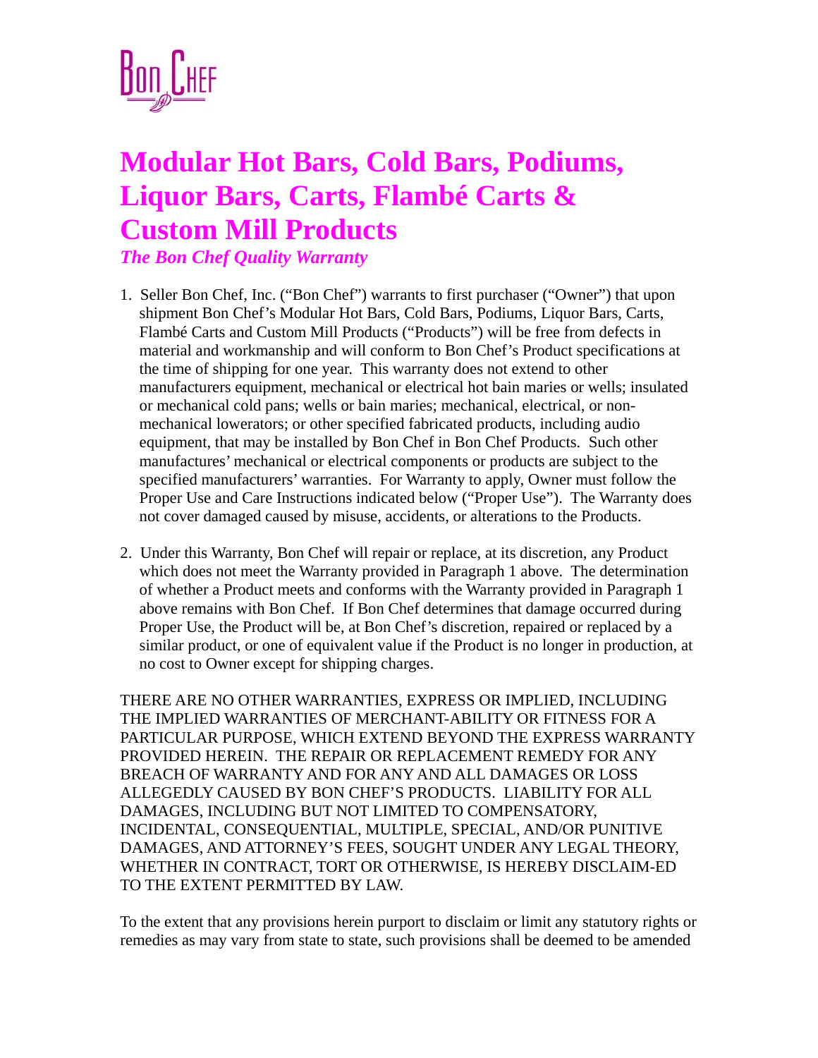Bon Chef

# Modular Hot Bars, Cold Bars, Podiums, Liquor Bars, Carts, Flambé Carts & Custom Mill Products

***The Bon Chef Quality Warranty***

1. Seller Bon Chef, Inc. ("Bon Chef") warrants to first purchaser ("Owner") that upon shipment Bon Chef's Modular Hot Bars, Cold Bars, Podiums, Liquor Bars, Carts, Flambé Carts and Custom Mill Products ("Products") will be free from defects in material and workmanship and will conform to Bon Chef's Product specifications at the time of shipping for one year. This warranty does not extend to other manufacturers equipment, mechanical or electrical hot bain maries or wells; insulated or mechanical cold pans; wells or bain maries; mechanical, electrical, or non-mechanical lowerators; or other specified fabricated products, including audio equipment, that may be installed by Bon Chef in Bon Chef Products. Such other manufactures' mechanical or electrical components or products are subject to the specified manufacturers' warranties. For Warranty to apply, Owner must follow the Proper Use and Care Instructions indicated below ("Proper Use"). The Warranty does not cover damaged caused by misuse, accidents, or alterations to the Products.

2. Under this Warranty, Bon Chef will repair or replace, at its discretion, any Product which does not meet the Warranty provided in Paragraph 1 above. The determination of whether a Product meets and conforms with the Warranty provided in Paragraph 1 above remains with Bon Chef. If Bon Chef determines that damage occurred during Proper Use, the Product will be, at Bon Chef's discretion, repaired or replaced by a similar product, or one of equivalent value if the Product is no longer in production, at no cost to Owner except for shipping charges.

THERE ARE NO OTHER WARRANTIES, EXPRESS OR IMPLIED, INCLUDING THE IMPLIED WARRANTIES OF MERCHANT-ABILITY OR FITNESS FOR A PARTICULAR PURPOSE, WHICH EXTEND BEYOND THE EXPRESS WARRANTY PROVIDED HEREIN. THE REPAIR OR REPLACEMENT REMEDY FOR ANY BREACH OF WARRANTY AND FOR ANY AND ALL DAMAGES OR LOSS ALLEGEDLY CAUSED BY BON CHEF'S PRODUCTS. LIABILITY FOR ALL DAMAGES, INCLUDING BUT NOT LIMITED TO COMPENSATORY, INCIDENTAL, CONSEQUENTIAL, MULTIPLE, SPECIAL, AND/OR PUNITIVE DAMAGES, AND ATTORNEY'S FEES, SOUGHT UNDER ANY LEGAL THEORY, WHETHER IN CONTRACT, TORT OR OTHERWISE, IS HEREBY DISCLAIM-ED TO THE EXTENT PERMITTED BY LAW.

To the extent that any provisions herein purport to disclaim or limit any statutory rights or remedies as may vary from state to state, such provisions shall be deemed to be amended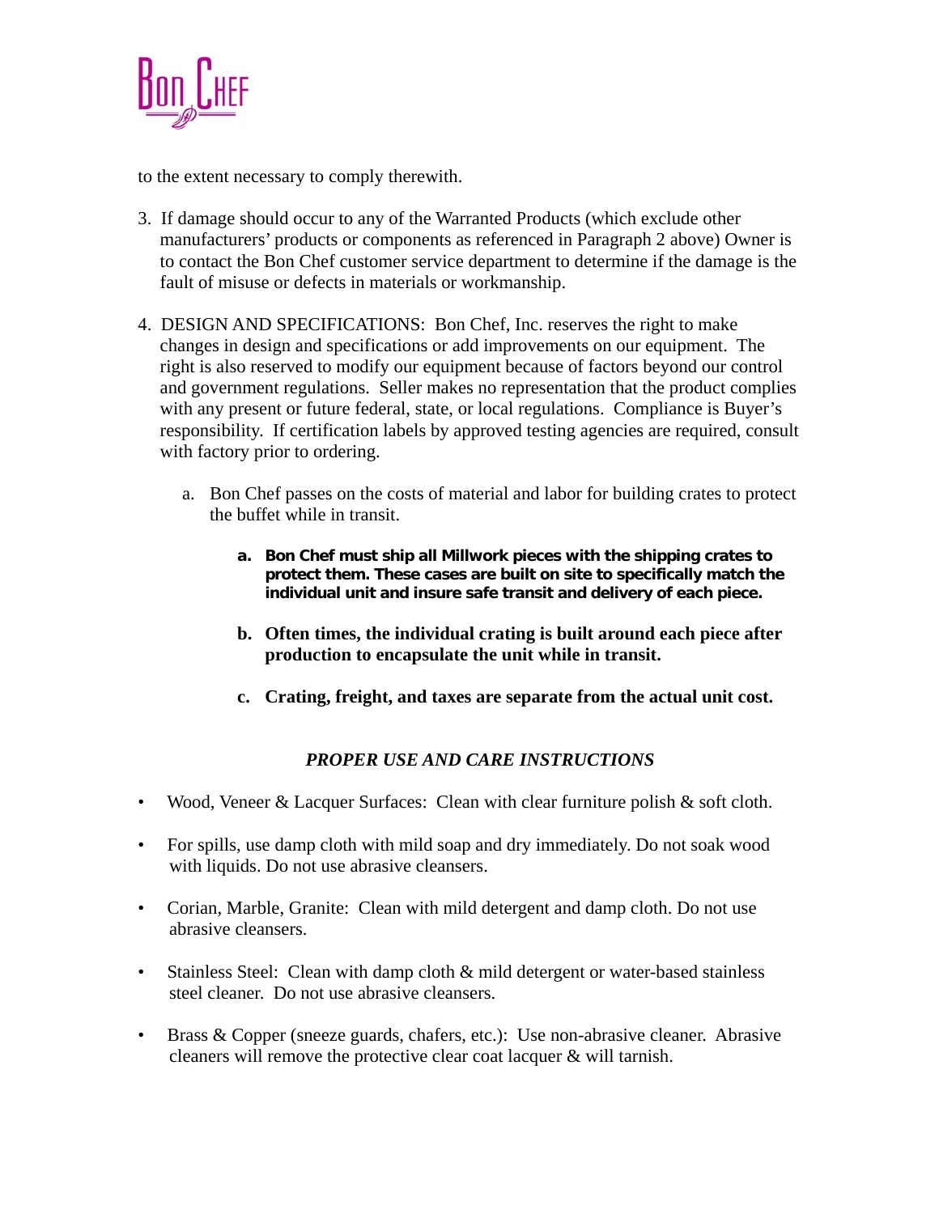to the extent necessary to comply therewith.

3. If damage should occur to any of the Warranted Products (which exclude other manufacturers' products or components as referenced in Paragraph 2 above) Owner is to contact the Bon Chef customer service department to determine if the damage is the fault of misuse or defects in materials or workmanship.

4. DESIGN AND SPECIFICATIONS: Bon Chef, Inc. reserves the right to make changes in design and specifications or add improvements on our equipment. The right is also reserved to modify our equipment because of factors beyond our control and government regulations. Seller makes no representation that the product complies with any present or future federal, state, or local regulations. Compliance is Buyer's responsibility. If certification labels by approved testing agencies are required, consult with factory prior to ordering.

   a. Bon Chef passes on the costs of material and labor for building crates to protect the buffet while in transit.

      a. **Bon Chef must ship all Millwork pieces with the shipping crates to protect them. These cases are built on site to specifically match the individual unit and insure safe transit and delivery of each piece.**

      b. **Often times, the individual crating is built around each piece after production to encapsulate the unit while in transit.**

      c. **Crating, freight, and taxes are separate from the actual unit cost.**

### *PROPER USE AND CARE INSTRUCTIONS*

- Wood, Veneer & Lacquer Surfaces: Clean with clear furniture polish & soft cloth.
- For spills, use damp cloth with mild soap and dry immediately. Do not soak wood with liquids. Do not use abrasive cleansers.
- Corian, Marble, Granite: Clean with mild detergent and damp cloth. Do not use abrasive cleansers.
- Stainless Steel: Clean with damp cloth & mild detergent or water-based stainless steel cleaner. Do not use abrasive cleansers.
- Brass & Copper (sneeze guards, chafers, etc.): Use non-abrasive cleaner. Abrasive cleaners will remove the protective clear coat lacquer & will tarnish.